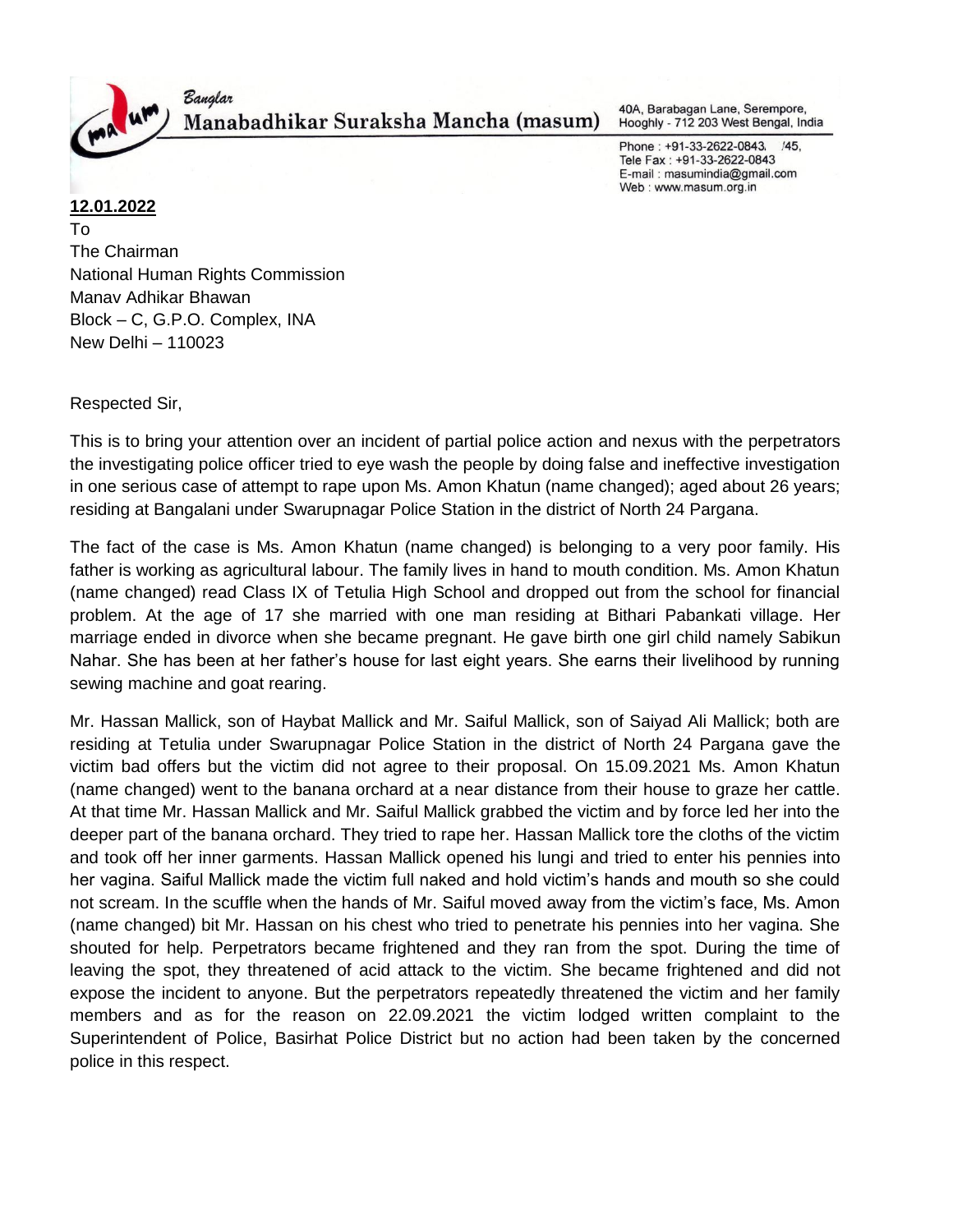Banglar
Manabadhikar Suraksha Mancha (masum)

40A, Barabagan Lane, Serempore,
Hooghly - 712 203 West Bengal, India

Phone : +91-33-2622-0843, /45,
Tele Fax : +91-33-2622-0843
E-mail : masumindia@gmail.com
Web : www.masum.org.in

**12.01.2022**

To
The Chairman
National Human Rights Commission
Manav Adhikar Bhawan
Block – C, G.P.O. Complex, INA
New Delhi – 110023

Respected Sir,

This is to bring your attention over an incident of partial police action and nexus with the perpetrators the investigating police officer tried to eye wash the people by doing false and ineffective investigation in one serious case of attempt to rape upon Ms. Amon Khatun (name changed); aged about 26 years; residing at Bangalani under Swarupnagar Police Station in the district of North 24 Pargana.

The fact of the case is Ms. Amon Khatun (name changed) is belonging to a very poor family. His father is working as agricultural labour. The family lives in hand to mouth condition. Ms. Amon Khatun (name changed) read Class IX of Tetulia High School and dropped out from the school for financial problem. At the age of 17 she married with one man residing at Bithari Pabankati village. Her marriage ended in divorce when she became pregnant. He gave birth one girl child namely Sabikun Nahar. She has been at her father's house for last eight years. She earns their livelihood by running sewing machine and goat rearing.

Mr. Hassan Mallick, son of Haybat Mallick and Mr. Saiful Mallick, son of Saiyad Ali Mallick; both are residing at Tetulia under Swarupnagar Police Station in the district of North 24 Pargana gave the victim bad offers but the victim did not agree to their proposal. On 15.09.2021 Ms. Amon Khatun (name changed) went to the banana orchard at a near distance from their house to graze her cattle. At that time Mr. Hassan Mallick and Mr. Saiful Mallick grabbed the victim and by force led her into the deeper part of the banana orchard. They tried to rape her. Hassan Mallick tore the cloths of the victim and took off her inner garments. Hassan Mallick opened his lungi and tried to enter his pennies into her vagina. Saiful Mallick made the victim full naked and hold victim's hands and mouth so she could not scream. In the scuffle when the hands of Mr. Saiful moved away from the victim's face, Ms. Amon (name changed) bit Mr. Hassan on his chest who tried to penetrate his pennies into her vagina. She shouted for help. Perpetrators became frightened and they ran from the spot. During the time of leaving the spot, they threatened of acid attack to the victim. She became frightened and did not expose the incident to anyone. But the perpetrators repeatedly threatened the victim and her family members and as for the reason on 22.09.2021 the victim lodged written complaint to the Superintendent of Police, Basirhat Police District but no action had been taken by the concerned police in this respect.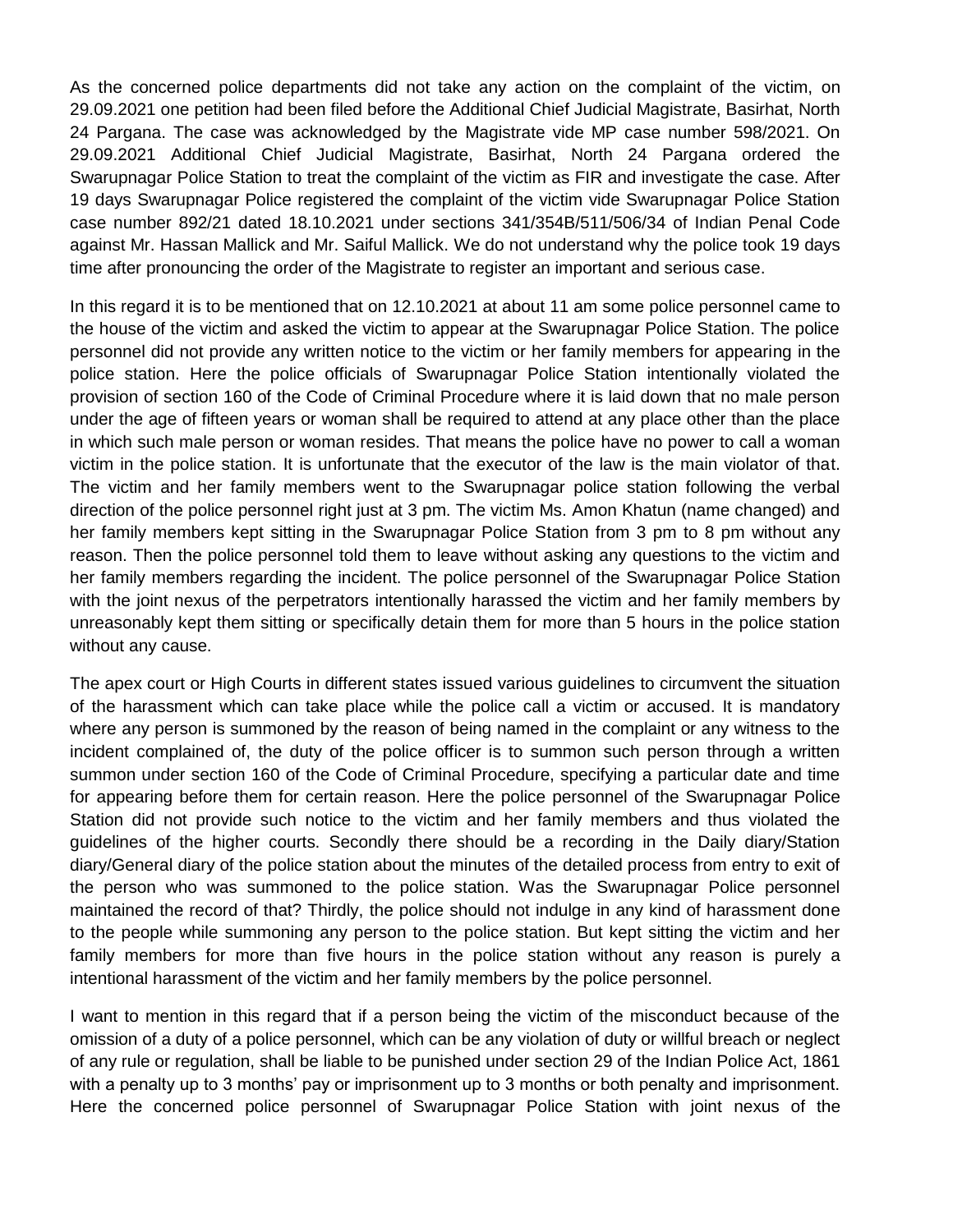As the concerned police departments did not take any action on the complaint of the victim, on 29.09.2021 one petition had been filed before the Additional Chief Judicial Magistrate, Basirhat, North 24 Pargana. The case was acknowledged by the Magistrate vide MP case number 598/2021. On 29.09.2021 Additional Chief Judicial Magistrate, Basirhat, North 24 Pargana ordered the Swarupnagar Police Station to treat the complaint of the victim as FIR and investigate the case. After 19 days Swarupnagar Police registered the complaint of the victim vide Swarupnagar Police Station case number 892/21 dated 18.10.2021 under sections 341/354B/511/506/34 of Indian Penal Code against Mr. Hassan Mallick and Mr. Saiful Mallick. We do not understand why the police took 19 days time after pronouncing the order of the Magistrate to register an important and serious case.

In this regard it is to be mentioned that on 12.10.2021 at about 11 am some police personnel came to the house of the victim and asked the victim to appear at the Swarupnagar Police Station. The police personnel did not provide any written notice to the victim or her family members for appearing in the police station. Here the police officials of Swarupnagar Police Station intentionally violated the provision of section 160 of the Code of Criminal Procedure where it is laid down that no male person under the age of fifteen years or woman shall be required to attend at any place other than the place in which such male person or woman resides. That means the police have no power to call a woman victim in the police station. It is unfortunate that the executor of the law is the main violator of that. The victim and her family members went to the Swarupnagar police station following the verbal direction of the police personnel right just at 3 pm. The victim Ms. Amon Khatun (name changed) and her family members kept sitting in the Swarupnagar Police Station from 3 pm to 8 pm without any reason. Then the police personnel told them to leave without asking any questions to the victim and her family members regarding the incident. The police personnel of the Swarupnagar Police Station with the joint nexus of the perpetrators intentionally harassed the victim and her family members by unreasonably kept them sitting or specifically detain them for more than 5 hours in the police station without any cause.

The apex court or High Courts in different states issued various guidelines to circumvent the situation of the harassment which can take place while the police call a victim or accused. It is mandatory where any person is summoned by the reason of being named in the complaint or any witness to the incident complained of, the duty of the police officer is to summon such person through a written summon under section 160 of the Code of Criminal Procedure, specifying a particular date and time for appearing before them for certain reason. Here the police personnel of the Swarupnagar Police Station did not provide such notice to the victim and her family members and thus violated the guidelines of the higher courts. Secondly there should be a recording in the Daily diary/Station diary/General diary of the police station about the minutes of the detailed process from entry to exit of the person who was summoned to the police station. Was the Swarupnagar Police personnel maintained the record of that? Thirdly, the police should not indulge in any kind of harassment done to the people while summoning any person to the police station. But kept sitting the victim and her family members for more than five hours in the police station without any reason is purely a intentional harassment of the victim and her family members by the police personnel.

I want to mention in this regard that if a person being the victim of the misconduct because of the omission of a duty of a police personnel, which can be any violation of duty or willful breach or neglect of any rule or regulation, shall be liable to be punished under section 29 of the Indian Police Act, 1861 with a penalty up to 3 months' pay or imprisonment up to 3 months or both penalty and imprisonment. Here the concerned police personnel of Swarupnagar Police Station with joint nexus of the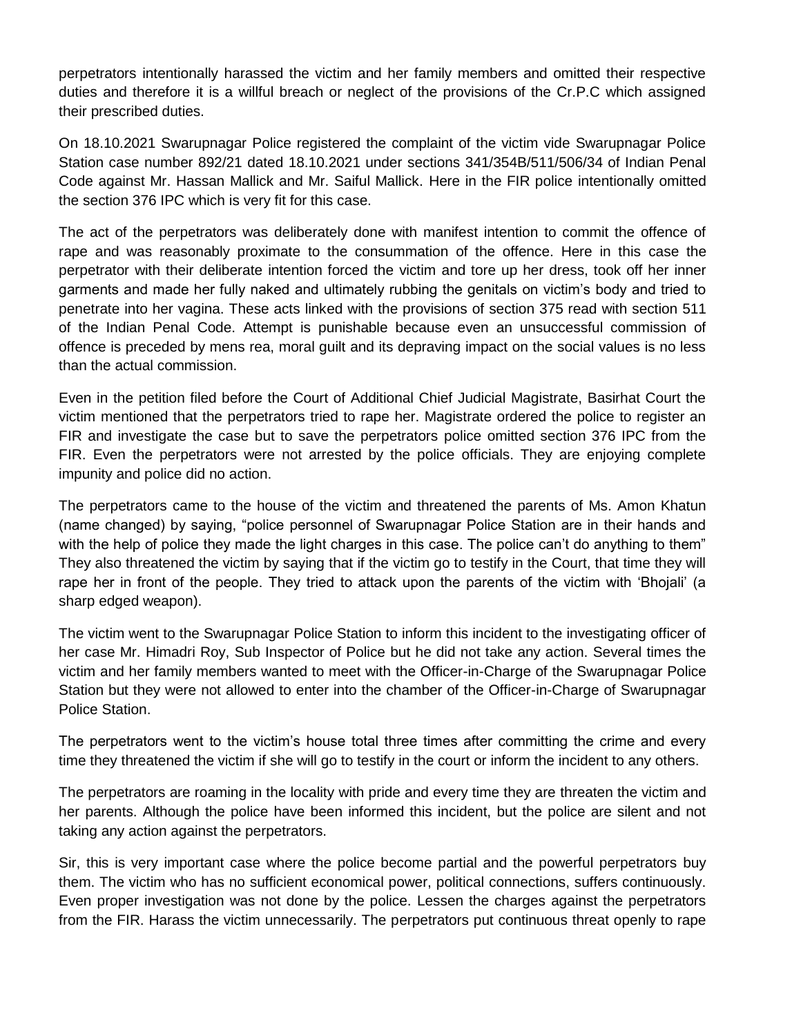perpetrators intentionally harassed the victim and her family members and omitted their respective duties and therefore it is a willful breach or neglect of the provisions of the Cr.P.C which assigned their prescribed duties.

On 18.10.2021 Swarupnagar Police registered the complaint of the victim vide Swarupnagar Police Station case number 892/21 dated 18.10.2021 under sections 341/354B/511/506/34 of Indian Penal Code against Mr. Hassan Mallick and Mr. Saiful Mallick. Here in the FIR police intentionally omitted the section 376 IPC which is very fit for this case.

The act of the perpetrators was deliberately done with manifest intention to commit the offence of rape and was reasonably proximate to the consummation of the offence. Here in this case the perpetrator with their deliberate intention forced the victim and tore up her dress, took off her inner garments and made her fully naked and ultimately rubbing the genitals on victim's body and tried to penetrate into her vagina. These acts linked with the provisions of section 375 read with section 511 of the Indian Penal Code. Attempt is punishable because even an unsuccessful commission of offence is preceded by mens rea, moral guilt and its depraving impact on the social values is no less than the actual commission.

Even in the petition filed before the Court of Additional Chief Judicial Magistrate, Basirhat Court the victim mentioned that the perpetrators tried to rape her. Magistrate ordered the police to register an FIR and investigate the case but to save the perpetrators police omitted section 376 IPC from the FIR. Even the perpetrators were not arrested by the police officials. They are enjoying complete impunity and police did no action.

The perpetrators came to the house of the victim and threatened the parents of Ms. Amon Khatun (name changed) by saying, "police personnel of Swarupnagar Police Station are in their hands and with the help of police they made the light charges in this case. The police can't do anything to them" They also threatened the victim by saying that if the victim go to testify in the Court, that time they will rape her in front of the people. They tried to attack upon the parents of the victim with 'Bhojali' (a sharp edged weapon).

The victim went to the Swarupnagar Police Station to inform this incident to the investigating officer of her case Mr. Himadri Roy, Sub Inspector of Police but he did not take any action. Several times the victim and her family members wanted to meet with the Officer-in-Charge of the Swarupnagar Police Station but they were not allowed to enter into the chamber of the Officer-in-Charge of Swarupnagar Police Station.

The perpetrators went to the victim's house total three times after committing the crime and every time they threatened the victim if she will go to testify in the court or inform the incident to any others.

The perpetrators are roaming in the locality with pride and every time they are threaten the victim and her parents. Although the police have been informed this incident, but the police are silent and not taking any action against the perpetrators.

Sir, this is very important case where the police become partial and the powerful perpetrators buy them. The victim who has no sufficient economical power, political connections, suffers continuously. Even proper investigation was not done by the police. Lessen the charges against the perpetrators from the FIR. Harass the victim unnecessarily. The perpetrators put continuous threat openly to rape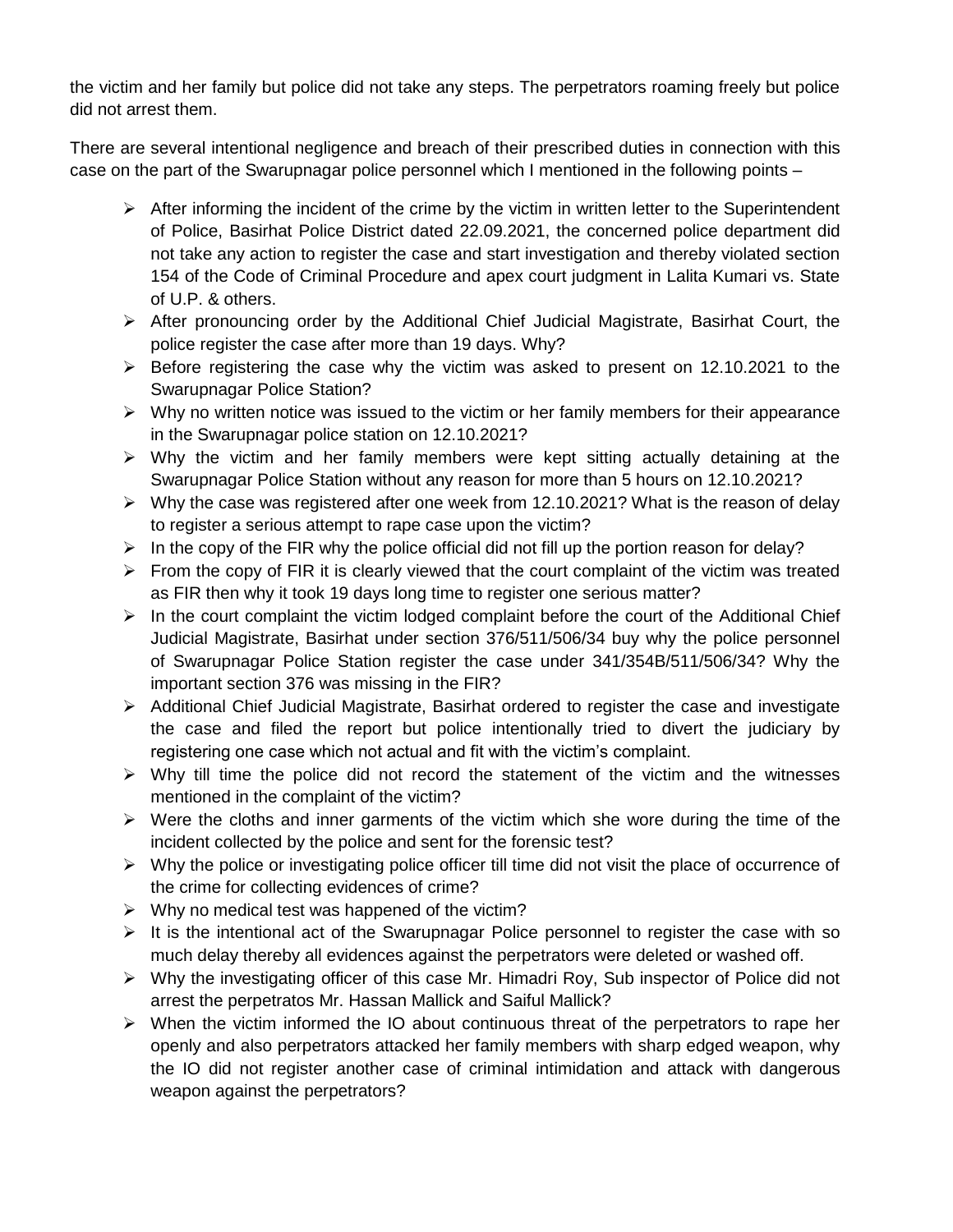the victim and her family but police did not take any steps. The perpetrators roaming freely but police did not arrest them.

There are several intentional negligence and breach of their prescribed duties in connection with this case on the part of the Swarupnagar police personnel which I mentioned in the following points –

- After informing the incident of the crime by the victim in written letter to the Superintendent of Police, Basirhat Police District dated 22.09.2021, the concerned police department did not take any action to register the case and start investigation and thereby violated section 154 of the Code of Criminal Procedure and apex court judgment in Lalita Kumari vs. State of U.P. & others.
- After pronouncing order by the Additional Chief Judicial Magistrate, Basirhat Court, the police register the case after more than 19 days. Why?
- Before registering the case why the victim was asked to present on 12.10.2021 to the Swarupnagar Police Station?
- Why no written notice was issued to the victim or her family members for their appearance in the Swarupnagar police station on 12.10.2021?
- Why the victim and her family members were kept sitting actually detaining at the Swarupnagar Police Station without any reason for more than 5 hours on 12.10.2021?
- Why the case was registered after one week from 12.10.2021? What is the reason of delay to register a serious attempt to rape case upon the victim?
- In the copy of the FIR why the police official did not fill up the portion reason for delay?
- From the copy of FIR it is clearly viewed that the court complaint of the victim was treated as FIR then why it took 19 days long time to register one serious matter?
- In the court complaint the victim lodged complaint before the court of the Additional Chief Judicial Magistrate, Basirhat under section 376/511/506/34 buy why the police personnel of Swarupnagar Police Station register the case under 341/354B/511/506/34? Why the important section 376 was missing in the FIR?
- Additional Chief Judicial Magistrate, Basirhat ordered to register the case and investigate the case and filed the report but police intentionally tried to divert the judiciary by registering one case which not actual and fit with the victim's complaint.
- Why till time the police did not record the statement of the victim and the witnesses mentioned in the complaint of the victim?
- Were the cloths and inner garments of the victim which she wore during the time of the incident collected by the police and sent for the forensic test?
- Why the police or investigating police officer till time did not visit the place of occurrence of the crime for collecting evidences of crime?
- Why no medical test was happened of the victim?
- It is the intentional act of the Swarupnagar Police personnel to register the case with so much delay thereby all evidences against the perpetrators were deleted or washed off.
- Why the investigating officer of this case Mr. Himadri Roy, Sub inspector of Police did not arrest the perpetratos Mr. Hassan Mallick and Saiful Mallick?
- When the victim informed the IO about continuous threat of the perpetrators to rape her openly and also perpetrators attacked her family members with sharp edged weapon, why the IO did not register another case of criminal intimidation and attack with dangerous weapon against the perpetrators?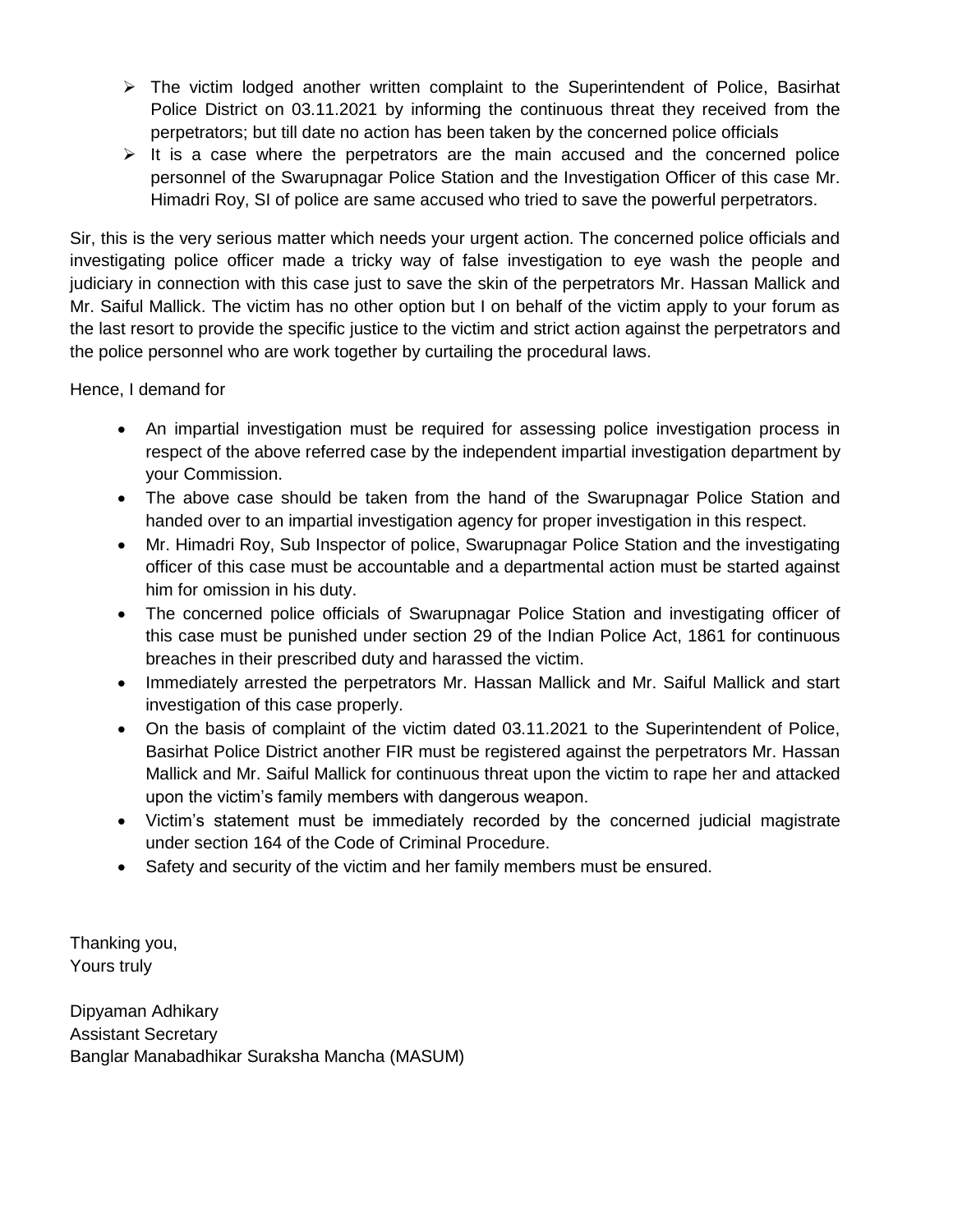- The victim lodged another written complaint to the Superintendent of Police, Basirhat Police District on 03.11.2021 by informing the continuous threat they received from the perpetrators; but till date no action has been taken by the concerned police officials
- It is a case where the perpetrators are the main accused and the concerned police personnel of the Swarupnagar Police Station and the Investigation Officer of this case Mr. Himadri Roy, SI of police are same accused who tried to save the powerful perpetrators.

Sir, this is the very serious matter which needs your urgent action. The concerned police officials and investigating police officer made a tricky way of false investigation to eye wash the people and judiciary in connection with this case just to save the skin of the perpetrators Mr. Hassan Mallick and Mr. Saiful Mallick. The victim has no other option but I on behalf of the victim apply to your forum as the last resort to provide the specific justice to the victim and strict action against the perpetrators and the police personnel who are work together by curtailing the procedural laws.

Hence, I demand for

- An impartial investigation must be required for assessing police investigation process in respect of the above referred case by the independent impartial investigation department by your Commission.
- The above case should be taken from the hand of the Swarupnagar Police Station and handed over to an impartial investigation agency for proper investigation in this respect.
- Mr. Himadri Roy, Sub Inspector of police, Swarupnagar Police Station and the investigating officer of this case must be accountable and a departmental action must be started against him for omission in his duty.
- The concerned police officials of Swarupnagar Police Station and investigating officer of this case must be punished under section 29 of the Indian Police Act, 1861 for continuous breaches in their prescribed duty and harassed the victim.
- Immediately arrested the perpetrators Mr. Hassan Mallick and Mr. Saiful Mallick and start investigation of this case properly.
- On the basis of complaint of the victim dated 03.11.2021 to the Superintendent of Police, Basirhat Police District another FIR must be registered against the perpetrators Mr. Hassan Mallick and Mr. Saiful Mallick for continuous threat upon the victim to rape her and attacked upon the victim's family members with dangerous weapon.
- Victim's statement must be immediately recorded by the concerned judicial magistrate under section 164 of the Code of Criminal Procedure.
- Safety and security of the victim and her family members must be ensured.

Thanking you,
Yours truly

Dipyaman Adhikary
Assistant Secretary
Banglar Manabadhikar Suraksha Mancha (MASUM)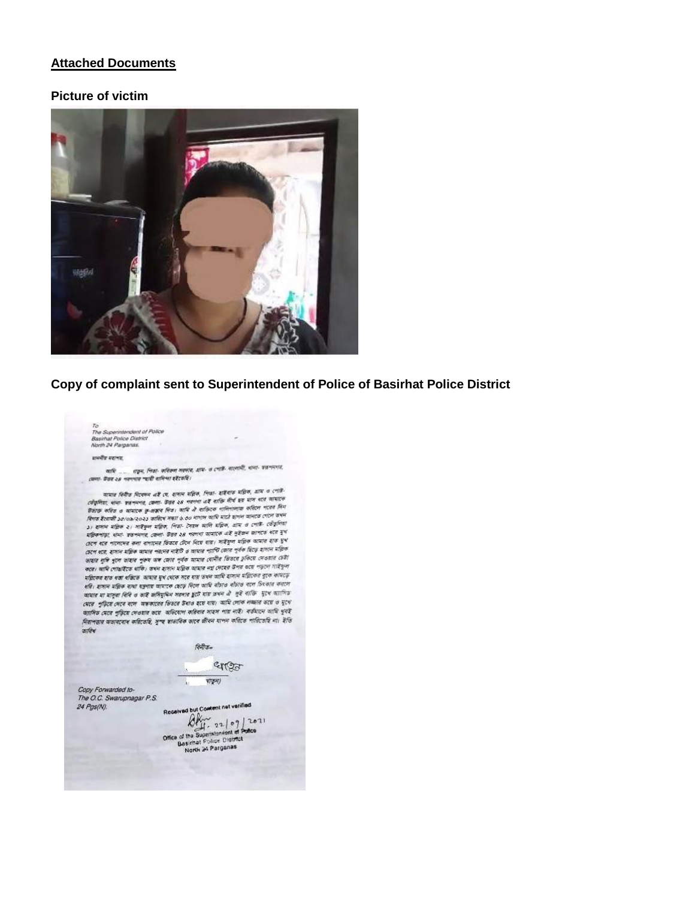## Attached Documents

### Picture of victim

### Copy of complaint sent to Superintendent of Police of Basirhat Police District

To
The Superintendent of Police
Basirhat Police District
North 24 Parganas.

মাননীয় মহাশয়,

আমি ... খাতুন, পিতা- রফিকুল সরদার, গ্রাম- ও পোষ্ট- বাংলানী, থানা- স্বরূপনগর, জেলা- উত্তর ২৪ পরগণার স্থায়ী বাসিন্দা হইতেছি।

আমার বিনীত নিবেদন এই যে, হাসান মল্লিক, পিতা- হাইরাত মল্লিক, গ্রাম ও পোষ্ট- তেঁতুলিয়া, থানা- স্বরূপনগর, জেলা- উত্তর ২৪ পরগণা এই ব্যক্তি দীর্ঘ ছয় মাস ধরে আমাকে উত্যক্ত করিত ও আমাকে কু-প্রস্তাব দিত। আমি ঐ ব্যক্তিকে গালিগালাজ করিলে পরের দিন বিগত ইংরাজী ১৫/০৯/২০২১ তারিখে সন্ধ্যা ৬.৩০ নাগাদ আমি মাঠে ছাগল আনতে গেলে তখন ১। হাসান মল্লিক ২। সাইফুল মল্লিক, পিতা- সৈয়দ আলি মল্লিক, গ্রাম ও পোষ্ট- তেঁতুলিয়া মল্লিকপাড়া, থানা- স্বরূপনগর, জেলা- উত্তর ২৪ পরগণা আমাকে এই দুইজন জাপটে ধরে মুখ চেপে ধরে পাশেদের কলা বাগানের ভিতরে টেনে নিয়ে যায়। সাইফুল মল্লিক আমার হাত মুখ চেপে ধরে, হাসান মল্লিক আমার পরনের নাইটি ও আমার প্যান্টি জোর পূর্বক ছিঁড়ে হাসান মল্লিক তাহার লুঙ্গি খুলে তাহার পুরুষ অঙ্গ জোর পূর্বক আমার যোনীর ভিতরে ঢুকিয়ে দেওয়ার চেষ্টা করে। আমি দোস্তাইতে থাকি। তখন হাসান মল্লিক আমার নগ্ন দেহের উপর শুয়ে পড়লে সাইফুল মল্লিকের হাত ধস্তা ধস্তিতে আমার মুখ থেকে সরে যায় তখন আমি হাসান মল্লিকের বুকে কামড়ে ধরি। হাসান মল্লিক ব্যথা যন্ত্রণায় আমাকে ছেড়ে দিলে আমি বাঁচাও বাঁচাও বলে চিৎকার করলে আমার মা মানুয়া বিবি ও ভাই জসিমুদ্দিন সরদার ছুটে যায় তখন ঐ দুই ব্যক্তি মুখে অ্যাসিড মেরে পুড়িয়ে দেবে বলে অন্ধকারের ভিতরে উধাও হয়ে যায়। আমি লোক লজ্জার ভয়ে ও মুখে অ্যাসিড মেরে পুড়িয়ে দেওয়ার ভয়ে অভিযোগ করিবার সাহস পায় নাই। বর্তমানে আমি খুবই নিরাপত্তার অভাববোধ করিতেছি, সুস্থ স্বাভাবিক ভাবে জীবন যাপন করিতে পারিতেছি না। ইতি তারিখ

বিনীত-
... খাতুন
(... খাতুন)

Copy Forwarded to-
The O.C. Swarupnagar P.S.
24 Pgs(N).

Received but Content not verified
22/09/2021
Office of the Superintendent of Police
Basirhat Police District
North 24 Parganas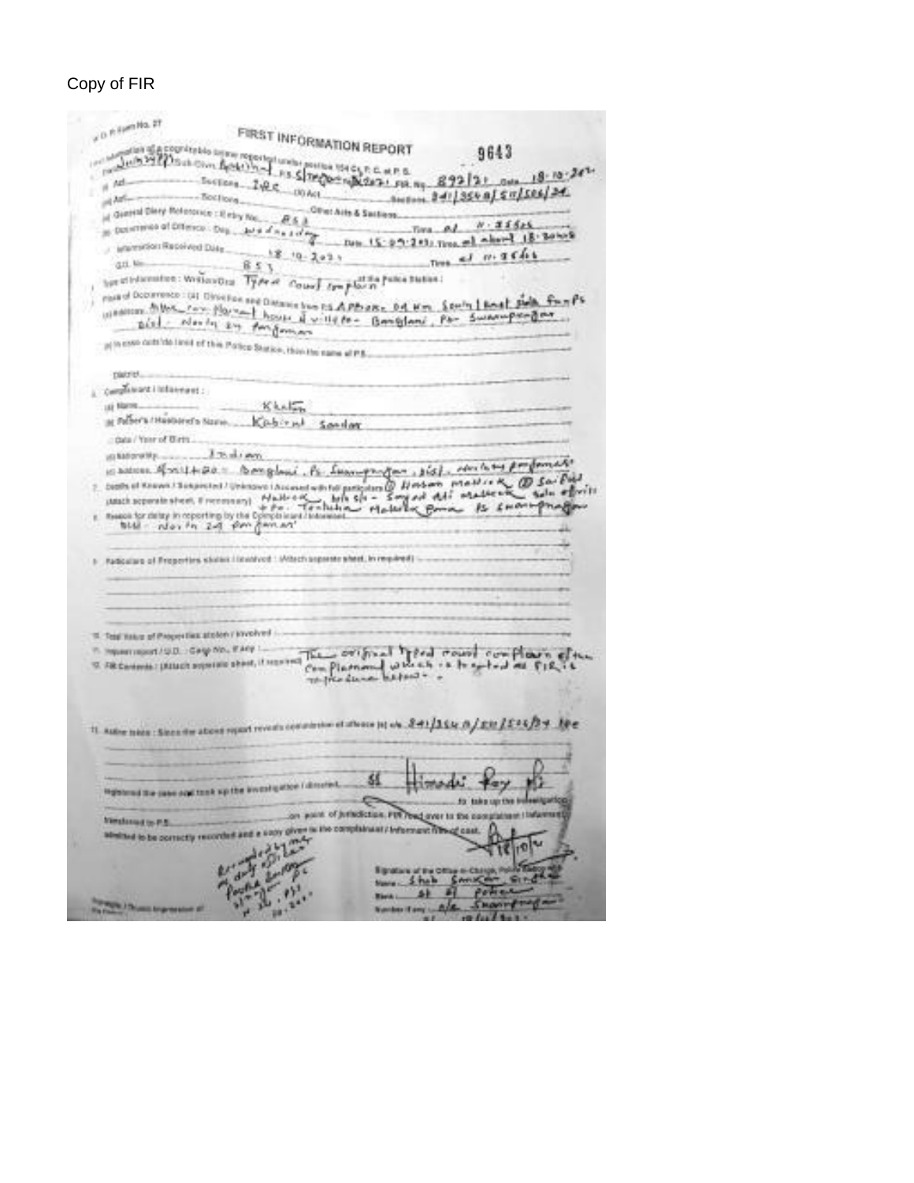Copy of FIR

W.B. Form No. 27

# FIRST INFORMATION REPORT

9643

(First information of a cognizable crime reported under section 154 Cr.P.C. at P.S.

1. District: North 24 Pgs. Sub-Divn: Barrackpore P.S.: Swarupnagar Year: 2021 FIR No. 892/21 Date 18-10-2021

2. (i) Act — Sections 342

(ii) Act — Sections

(iii) Act — Other Acts & Sections 341/354B/511/506/34

3. (a) General Diary Reference: Entry No. 853

(b) Occurrence of Offence: Day Wednesday Date 15-09-2021 Time at about 18:30 hrs

(c) Information Received Date 18-10-2021 Time at 11:35 hrs

G.D. No. 853

4. Type of Information: Written/Oral Typed Court complaint

5. Place of Occurrence: (a) Direction and Distance from P.S. Approx. 04 Km South East side from PS

(b) Address: Near the Haran Mondal house at Village Banglani, PS Swarupnagar Dist. North 24 Parganas

(c) In case outside limit of this Police Station, then the name of P.S.

District

6. Complainant / Informant:

(a) Name: Khatun

(b) Father's / Husband's Name: Kabirul Sardar

(c) Date / Year of Birth

(d) Nationality: Indian

(e) Address: Vill + PO - Banglani, PS Swarupnagar, Dist. North 24 Parganas

7. Details of Known / Suspected / Unknown / Accused with full particulars (Attach separate sheet, if necessary): (1) Hasan Mallick (2) Saiful Mallick both s/o - Sayed Ali Mallick both of Vill + PO - Tentulia Mallick Para PS Swarupnagar Dist. - North 24 Parganas

8. Reason for delay in reporting by the Complainant / Informant

9. Particulars of Properties stolen / involved: (Attach separate sheet, if required)

10. Total Value of Properties stolen / involved

11. Inquest report / U.D. Case No., if any

12. FIR Contents: (Attach separate sheet, if required) The original typed court complaint of the complainant which is treated as FIR is reproduced below.

13. Action taken: Since the above report reveals commission of offence (s) u/s 341/354B/511/506/34 IPC

Registered the case and took up the investigation / directed SI Himadri Roy PS to take up the investigation

Transferred to P.S. on point of jurisdiction. FIR read over to the complainant / Informant, admitted to be correctly recorded and a copy given to the complainant / informant free of cost.

Received by me a duly written Complaint on 18.10.2021

Signature / Thumb Impression of the Complainant

Signature of the Officer-in-Charge, Police Station
Name: Shah Sankar Singha
Rank: SI of Police
Number if any: o/c Swarupnagar PS
18/10/2021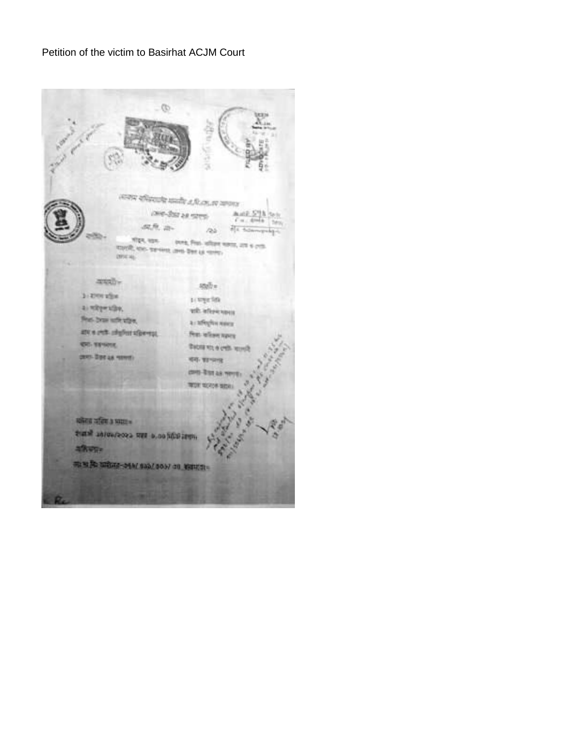Petition of the victim to Basirhat ACJM Court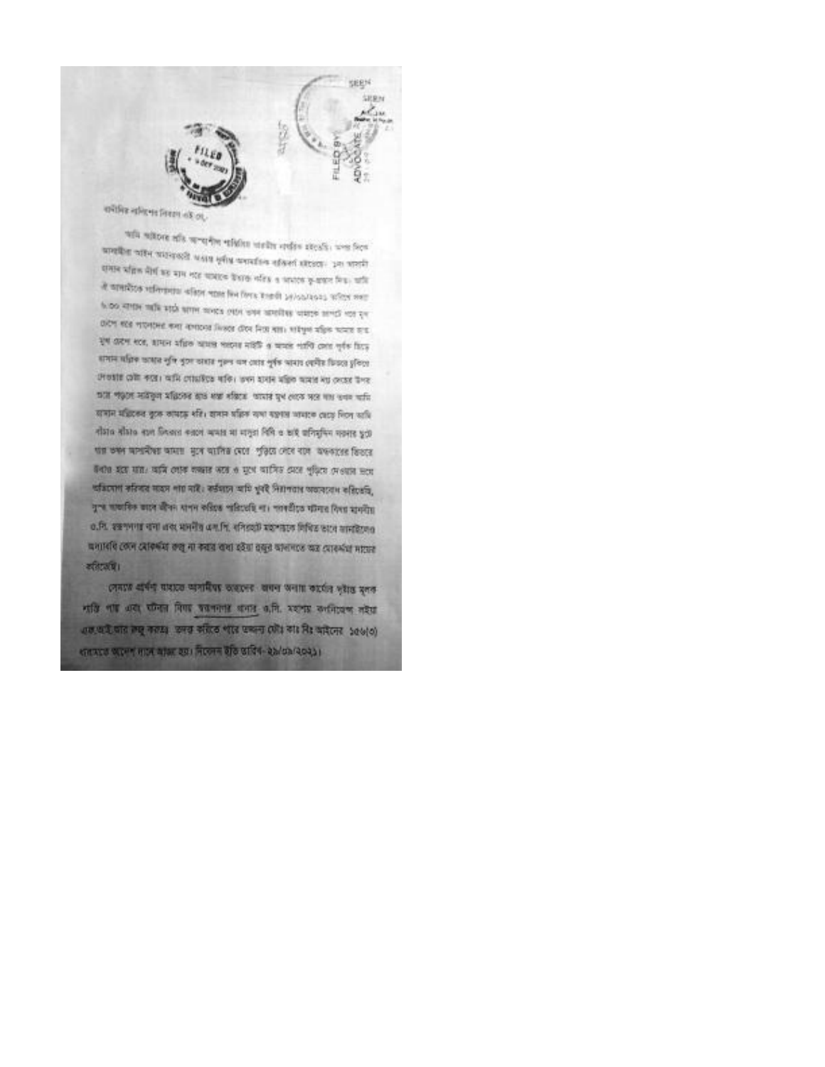বাদীনির নালিশের বিবরণ এই যে,

আমি আইনের প্রতি আস্থাশীল শান্তিপ্রিয় আইনমান্য নাগরিক হইতেছি। অপর দিকে আসামীরা আইন অমান্যকারী অত্যন্ত দুর্ধর্ষ অসামাজিক প্রকৃতির হইতেছে। ১নং আসামী হাসান মল্লিক দীর্ঘ ছয় মাস পূর্ব থেকে আমাকে উত্যক্ত করিত ও আমাকে কু-প্রস্তাব দিত। আমি ঐ আসামীকে পরিবারসহ বকিলে পরের দিন বিগত ইংরেজী ১৫/০৯/২০২১ তারিখ রাত ৯.৩০ ঘটিকার আমি বাড়ী হতে বাহির হইলে তখন আসামীদ্বয় আমাকে জাপটে ধরে মুখ চেপে ধরে পাটক্ষেতের কলা বাগানের ভিতরে টেনে নিয়ে যায়। সাইফুল মল্লিক আমার হাত মুখ চেপে ধরে, হাসান মল্লিক আমার পরনের সালোয়ার ও আমার পরনের জামা জোর পূর্বক ছিড়ে হাসান মল্লিক তাহার লুঙ্গি খুলে তাহার পুরুষাঙ্গ জোর পূর্বক আমার যোনীর ভিতরে ঢুকিয়ে দেওয়ার চেষ্টা করে। আমি গোঙাইতে থাকি। তখন হাসান মল্লিক আমার বুকের উপর শুয়ে পড়লে সাইফুল মল্লিকের হাত ধাক্কা মারিলে আমার মুখ থেকে সরে যায় তখন আমি হাসান মল্লিকের বুকে কামড় ধরি। হাসান মল্লিক ব্যথা যন্ত্রণায় আমাকে ছেড়ে দিলে আমি বাঁচাও বাঁচাও বলে চিৎকার করলে আমার মা মাসুরা বিবি ও ভাই জসিমুদ্দিন সরদার ছুটে আসে তখন আসামীরা আমার মুখে এসিড মেরে পুড়িয়ে দেবে বলে অন্ধকারের ভিতরে উধাও হয়ে যায়। আমি লোক লজ্জার ভয়ে ও মুখে এসিড মেরে পুড়িয়ে দেওয়ার ভয়ে অভিযোগ করিবার সাহস পাই নাই। বর্তমানে আমি খুবই নিরাপত্তার অভাববোধ করিতেছি, সুস্থ স্বাভাবিক ভাবে জীবন যাপন করিতে পারিতেছি না। পরবর্তীতে ঘটনার বিষয় মাননীয় ও.সি. স্বরূপনগর থানা এবং মাননীয় এস.পি. বসিরহাট মহাশয়কে লিখিত ভাবে জানাইলেও অদ্যাবধি কোন মোকদ্দমা রুজু না করায় বাধ্য হইয়া হুজুর আদালতে অত্র মোকদ্দমা দায়ের করিতেছি।

সেমতে প্রার্থনা যাহাতে আসামীদ্বয় তাহাদের জঘন্য অন্যায় কার্যের দৃষ্টান্ত মূলক শাস্তি পায় এবং ঘটনার বিষয় স্বরূপনগর থানার ও.সি. মহাশয় অভিযোগ লইয়া এফ.আই.আর রুজু করত: তদন্ত করিতে পারে তজ্জন্য ফৌ: কা: বি: আইনের ১৫৬(৩) ধারামতে আদেশ দানে আজ্ঞা হয়। নিবেদন ইতি তারিখ- ২৯/০৯/২০২১।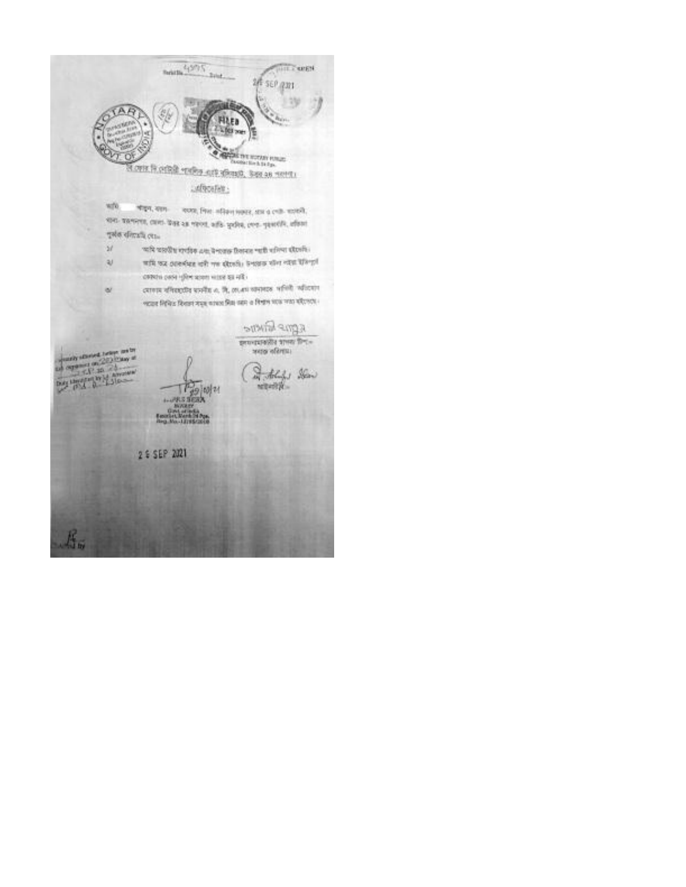Serial No. 4395 Dated

26 SEP 2021

NOTARY GOVT. OF INDIA

FILED

BEFORE THE NOTARY PUBLIC Basirhat, North 24 Pgs.

বি ফোর দি নোটারী পাবলিক এট বসিরহাট, উত্তর ২৪ পরগণা।

## এফিডেভিট

আমি ... খাতুন, বয়স- ... বৎসর, পিতা- ... সরকার, গ্রাম ও পোঃ- ..., থানা- স্বরূপনগর, জেলা- উত্তর ২৪ পরগণা, জাতি- মুসলিম, পেশা- গৃহকর্ত্রী, প্রতিজ্ঞা পূর্বক বলিতেছি যে:-

১/ আমি ভারতীয় নাগরিক এবং উপরোক্ত ঠিকানার স্থায়ী বাসিন্দা হইতেছি।

২/ আমি অত্র মোকদ্দমার সাক্ষী পক্ষ হইতেছি। উপরোক্ত ... কোথাও কোন পুলিশ ... হয় নাই।

৩/ মোকাম বসিরহাটের মাননীয় এ. সি. জে.এম আদালতে ... পক্ষের লিখিত বিবরণ ... সত্য হইতেছে।

... খাতুন

হলফকারীর স্বাক্ষর টিপ সনাক্ত করিলাম।

আইনজীবি

Solemnly affirmed before me by the deponent on 26th day of Sep. 2021

Duly identified by Ld. Advocate

A.K.S BERA
NOTARY
Govt. of India
Basirhat, North 24 Pgs.
Reg. No.-12195/2018

26 SEP 2021